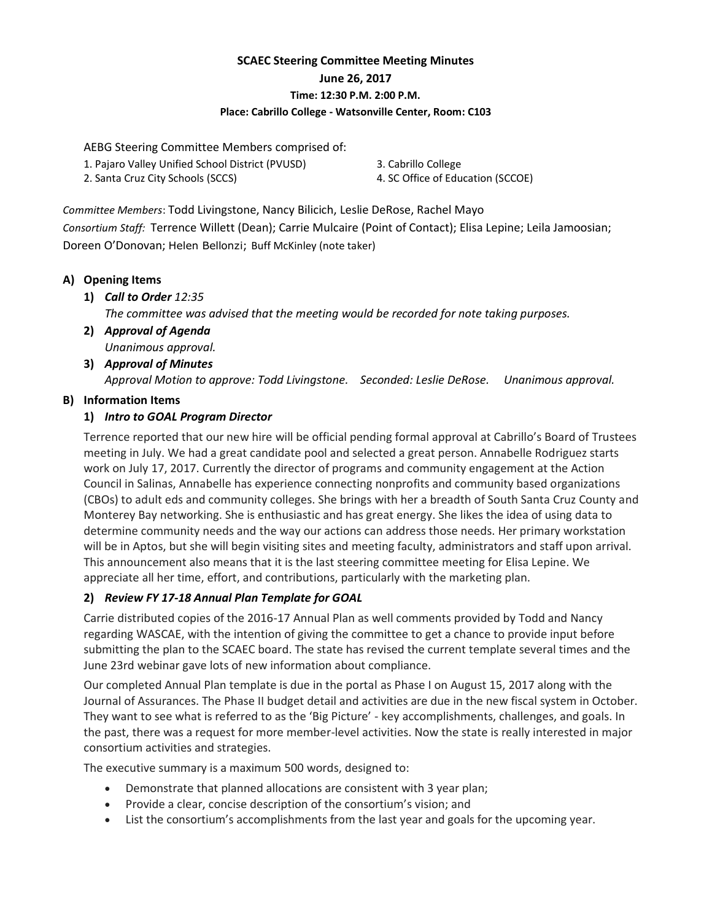# SCAEC Steering Committee Meeting Minutes

**June 26, 2017**

**Time: 12:30 P.M. 2:00 P.M.**

**Place: Cabrillo College - Watsonville Center, Room: C103**

AEBG Steering Committee Members comprised of:

1. Pajaro Valley Unified School District (PVUSD)
2. Santa Cruz City Schools (SCCS)
3. Cabrillo College
4. SC Office of Education (SCCOE)

*Committee Members*: Todd Livingstone, Nancy Bilicich, Leslie DeRose, Rachel Mayo

*Consortium Staff:* Terrence Willett (Dean); Carrie Mulcaire (Point of Contact); Elisa Lepine; Leila Jamoosian; Doreen O'Donovan; Helen Bellonzi; Buff McKinley (note taker)

## A) Opening Items

1) ***Call to Order*** *12:35*

   *The committee was advised that the meeting would be recorded for note taking purposes.*

2) ***Approval of Agenda***

   *Unanimous approval.*

3) ***Approval of Minutes***

   *Approval Motion to approve: Todd Livingstone. Seconded: Leslie DeRose. Unanimous approval.*

## B) Information Items

### 1) *Intro to GOAL Program Director*

Terrence reported that our new hire will be official pending formal approval at Cabrillo's Board of Trustees meeting in July. We had a great candidate pool and selected a great person. Annabelle Rodriguez starts work on July 17, 2017. Currently the director of programs and community engagement at the Action Council in Salinas, Annabelle has experience connecting nonprofits and community based organizations (CBOs) to adult eds and community colleges. She brings with her a breadth of South Santa Cruz County and Monterey Bay networking. She is enthusiastic and has great energy. She likes the idea of using data to determine community needs and the way our actions can address those needs. Her primary workstation will be in Aptos, but she will begin visiting sites and meeting faculty, administrators and staff upon arrival. This announcement also means that it is the last steering committee meeting for Elisa Lepine. We appreciate all her time, effort, and contributions, particularly with the marketing plan.

### 2) *Review FY 17-18 Annual Plan Template for GOAL*

Carrie distributed copies of the 2016-17 Annual Plan as well comments provided by Todd and Nancy regarding WASCAE, with the intention of giving the committee to get a chance to provide input before submitting the plan to the SCAEC board. The state has revised the current template several times and the June 23rd webinar gave lots of new information about compliance.

Our completed Annual Plan template is due in the portal as Phase I on August 15, 2017 along with the Journal of Assurances. The Phase II budget detail and activities are due in the new fiscal system in October. They want to see what is referred to as the 'Big Picture' - key accomplishments, challenges, and goals. In the past, there was a request for more member-level activities. Now the state is really interested in major consortium activities and strategies.

The executive summary is a maximum 500 words, designed to:

- Demonstrate that planned allocations are consistent with 3 year plan;
- Provide a clear, concise description of the consortium's vision; and
- List the consortium's accomplishments from the last year and goals for the upcoming year.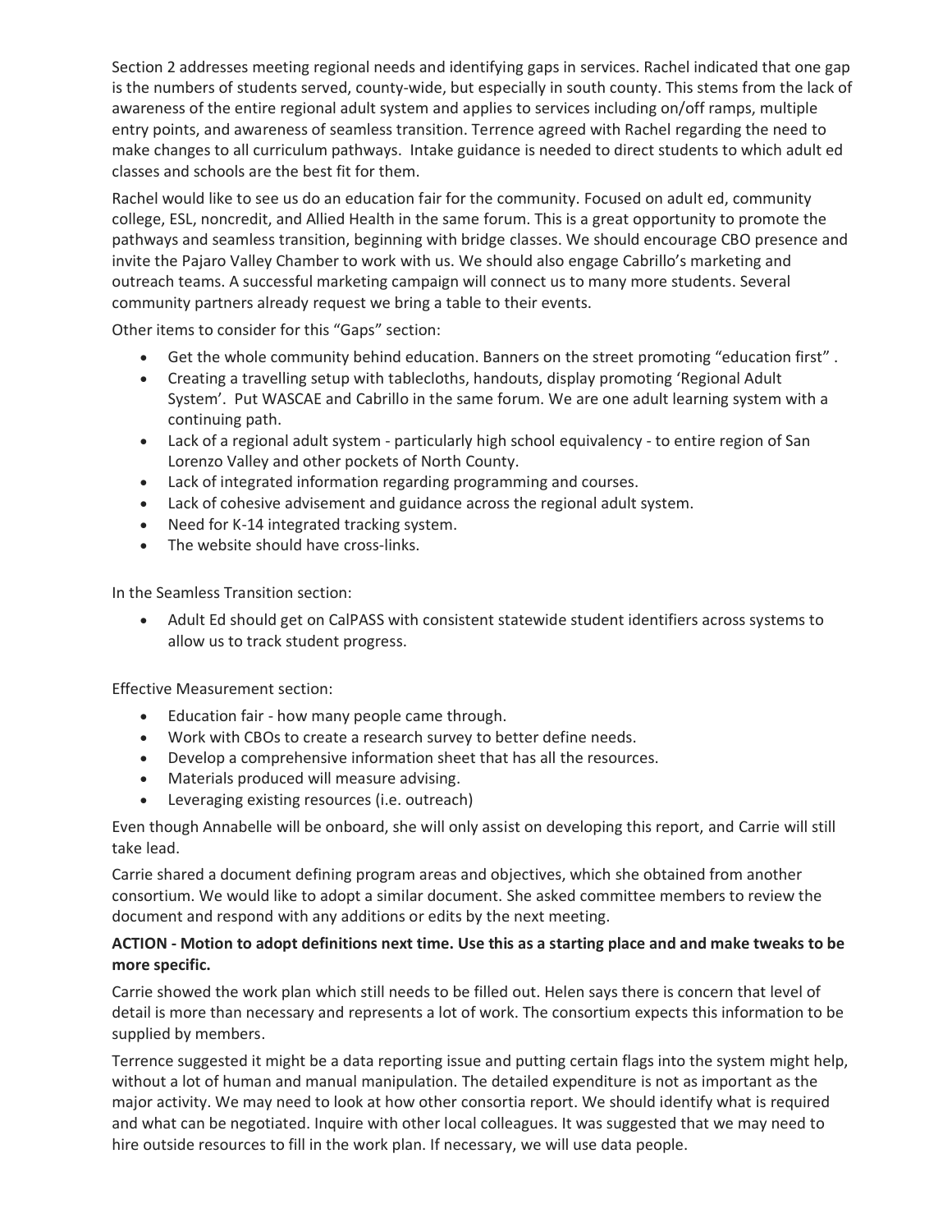Section 2 addresses meeting regional needs and identifying gaps in services. Rachel indicated that one gap is the numbers of students served, county-wide, but especially in south county. This stems from the lack of awareness of the entire regional adult system and applies to services including on/off ramps, multiple entry points, and awareness of seamless transition. Terrence agreed with Rachel regarding the need to make changes to all curriculum pathways. Intake guidance is needed to direct students to which adult ed classes and schools are the best fit for them.

Rachel would like to see us do an education fair for the community. Focused on adult ed, community college, ESL, noncredit, and Allied Health in the same forum. This is a great opportunity to promote the pathways and seamless transition, beginning with bridge classes. We should encourage CBO presence and invite the Pajaro Valley Chamber to work with us. We should also engage Cabrillo's marketing and outreach teams. A successful marketing campaign will connect us to many more students. Several community partners already request we bring a table to their events.

Other items to consider for this "Gaps" section:

- Get the whole community behind education. Banners on the street promoting "education first" .
- Creating a travelling setup with tablecloths, handouts, display promoting 'Regional Adult System'. Put WASCAE and Cabrillo in the same forum. We are one adult learning system with a continuing path.
- Lack of a regional adult system - particularly high school equivalency - to entire region of San Lorenzo Valley and other pockets of North County.
- Lack of integrated information regarding programming and courses.
- Lack of cohesive advisement and guidance across the regional adult system.
- Need for K-14 integrated tracking system.
- The website should have cross-links.

In the Seamless Transition section:

- Adult Ed should get on CalPASS with consistent statewide student identifiers across systems to allow us to track student progress.

Effective Measurement section:

- Education fair - how many people came through.
- Work with CBOs to create a research survey to better define needs.
- Develop a comprehensive information sheet that has all the resources.
- Materials produced will measure advising.
- Leveraging existing resources (i.e. outreach)

Even though Annabelle will be onboard, she will only assist on developing this report, and Carrie will still take lead.

Carrie shared a document defining program areas and objectives, which she obtained from another consortium. We would like to adopt a similar document. She asked committee members to review the document and respond with any additions or edits by the next meeting.

**ACTION - Motion to adopt definitions next time. Use this as a starting place and and make tweaks to be more specific.**

Carrie showed the work plan which still needs to be filled out. Helen says there is concern that level of detail is more than necessary and represents a lot of work. The consortium expects this information to be supplied by members.

Terrence suggested it might be a data reporting issue and putting certain flags into the system might help, without a lot of human and manual manipulation. The detailed expenditure is not as important as the major activity. We may need to look at how other consortia report. We should identify what is required and what can be negotiated. Inquire with other local colleagues. It was suggested that we may need to hire outside resources to fill in the work plan. If necessary, we will use data people.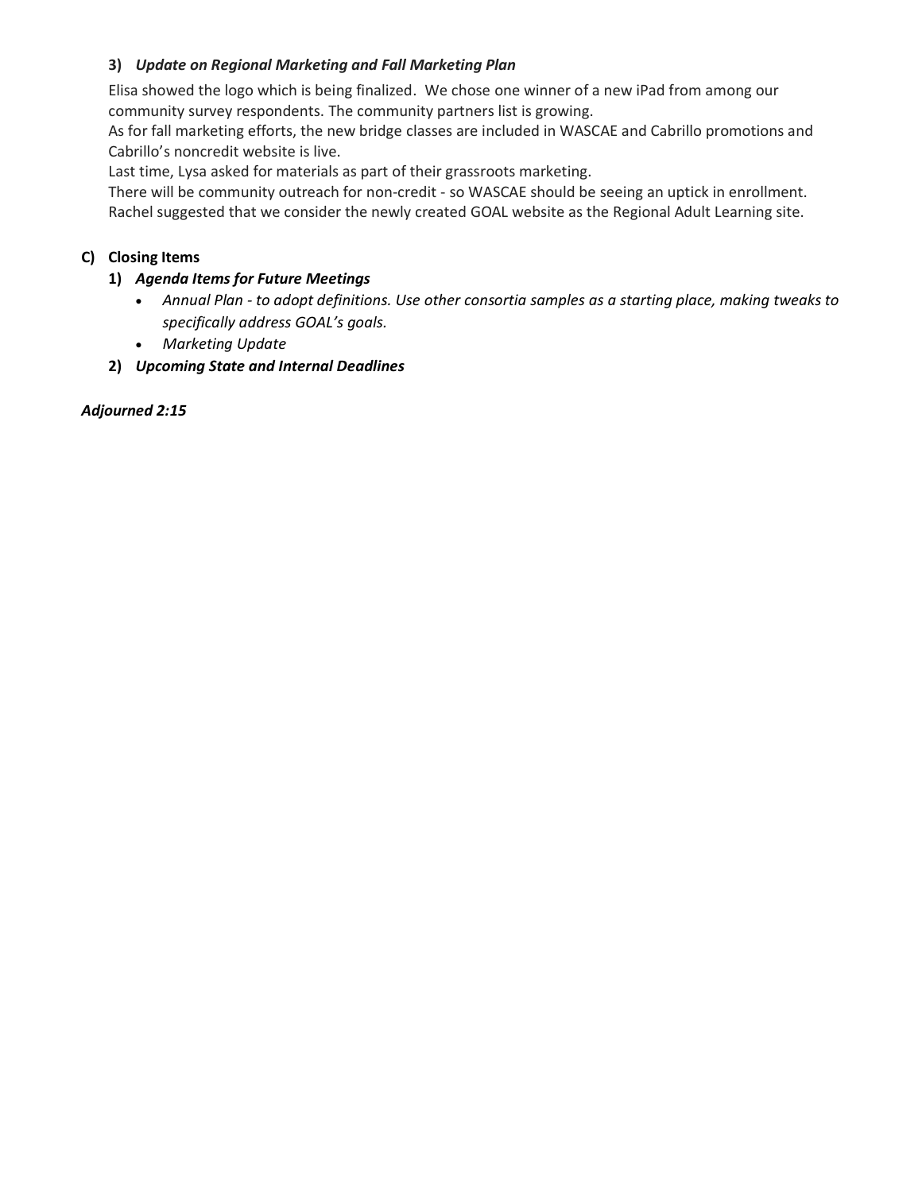3) ***Update on Regional Marketing and Fall Marketing Plan***

Elisa showed the logo which is being finalized. We chose one winner of a new iPad from among our community survey respondents. The community partners list is growing.
As for fall marketing efforts, the new bridge classes are included in WASCAE and Cabrillo promotions and Cabrillo's noncredit website is live.
Last time, Lysa asked for materials as part of their grassroots marketing.
There will be community outreach for non-credit - so WASCAE should be seeing an uptick in enrollment.
Rachel suggested that we consider the newly created GOAL website as the Regional Adult Learning site.

**C) Closing Items**

1) ***Agenda Items for Future Meetings***
   - *Annual Plan - to adopt definitions. Use other consortia samples as a starting place, making tweaks to specifically address GOAL's goals.*
   - *Marketing Update*
2) ***Upcoming State and Internal Deadlines***

***Adjourned 2:15***